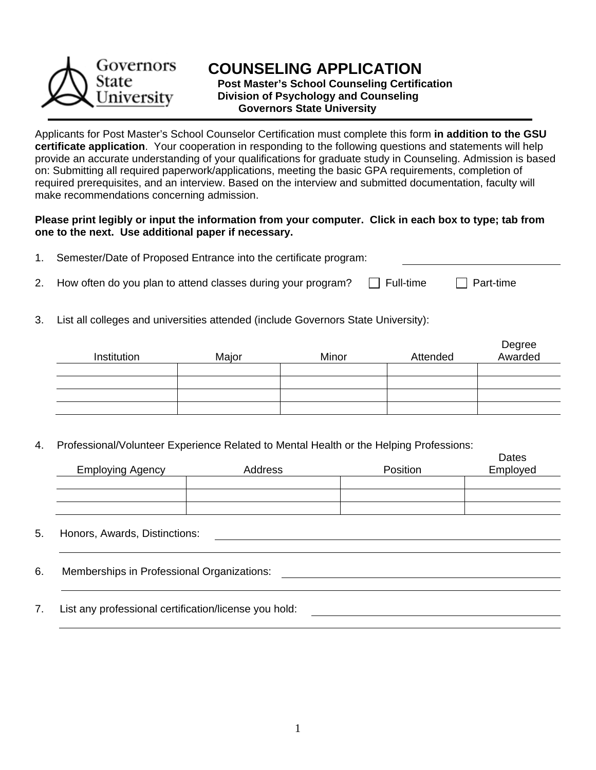Governors State University

# COUNSELING APPLICATION

**Post Master's School Counseling Certification**
**Division of Psychology and Counseling**
**Governors State University**

---

Applicants for Post Master's School Counselor Certification must complete this form **in addition to the GSU certificate application**. Your cooperation in responding to the following questions and statements will help provide an accurate understanding of your qualifications for graduate study in Counseling. Admission is based on: Submitting all required paperwork/applications, meeting the basic GPA requirements, completion of required prerequisites, and an interview. Based on the interview and submitted documentation, faculty will make recommendations concerning admission.

**Please print legibly or input the information from your computer. Click in each box to type; tab from one to the next. Use additional paper if necessary.**

1. Semester/Date of Proposed Entrance into the certificate program: ______________________

2. How often do you plan to attend classes during your program? ☐ Full-time ☐ Part-time

3. List all colleges and universities attended (include Governors State University):

| Institution | Major | Minor | Attended | Degree Awarded |
|---|---|---|---|---|
| | | | | |
| | | | | |
| | | | | |
| | | | | |

4. Professional/Volunteer Experience Related to Mental Health or the Helping Professions:

| Employing Agency | Address | Position | Dates Employed |
|---|---|---|---|
| | | | |
| | | | |
| | | | |

5. Honors, Awards, Distinctions: ______________________________________________

______________________________________________

6. Memberships in Professional Organizations: ______________________________________________

______________________________________________

7. List any professional certification/license you hold: ______________________________________________

______________________________________________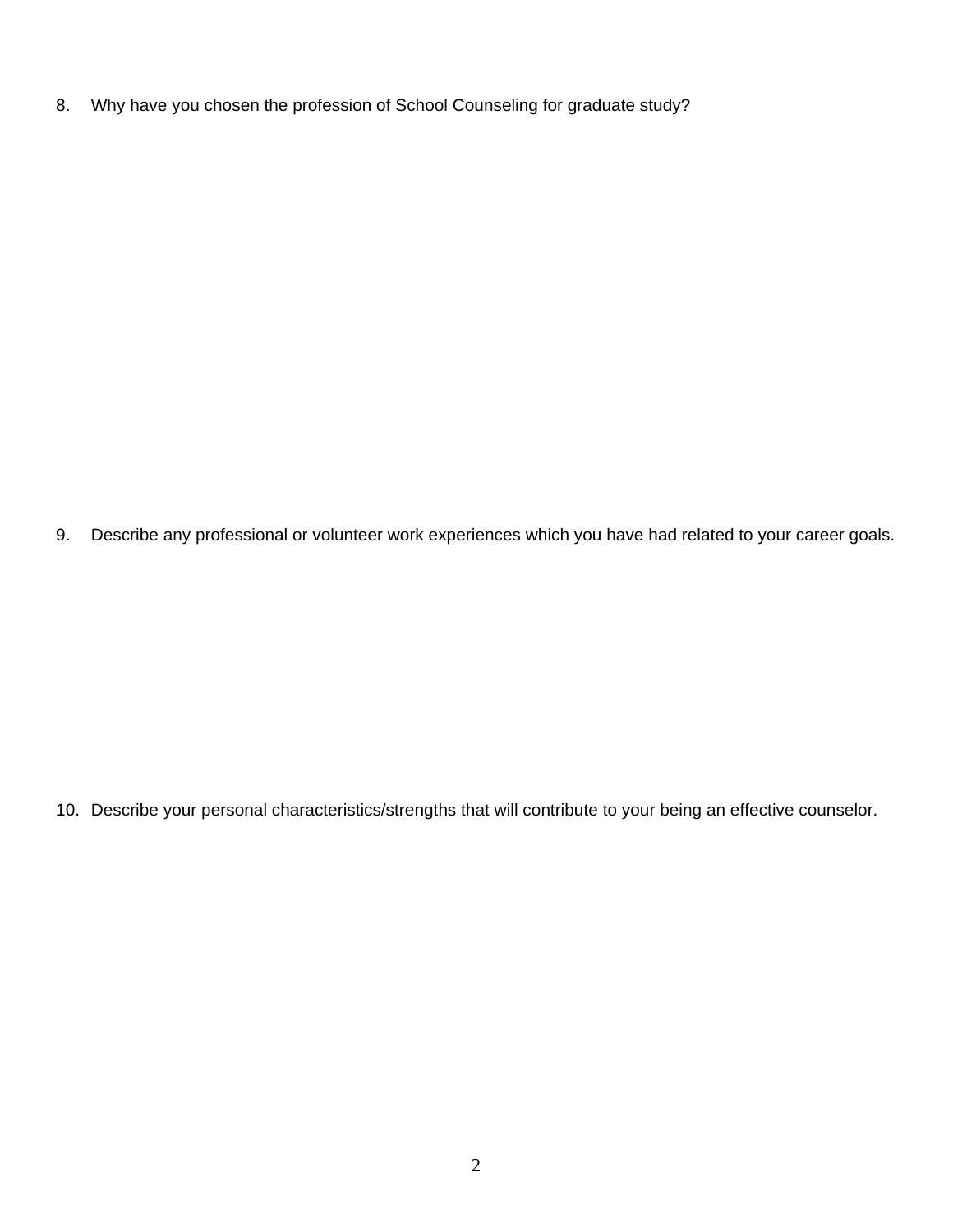8. Why have you chosen the profession of School Counseling for graduate study?

9. Describe any professional or volunteer work experiences which you have had related to your career goals.

10. Describe your personal characteristics/strengths that will contribute to your being an effective counselor.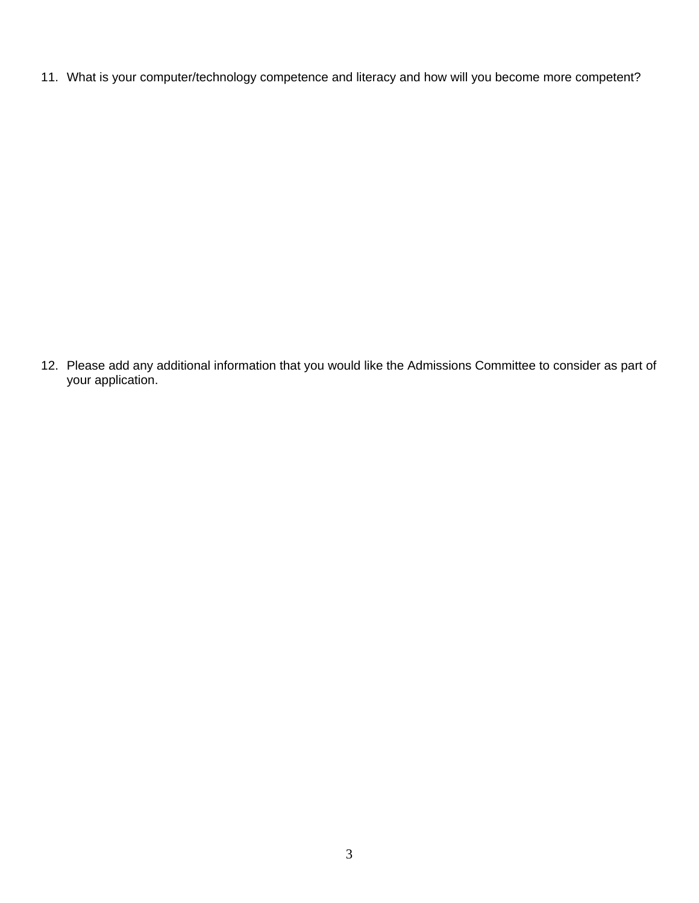11. What is your computer/technology competence and literacy and how will you become more competent?

12. Please add any additional information that you would like the Admissions Committee to consider as part of your application.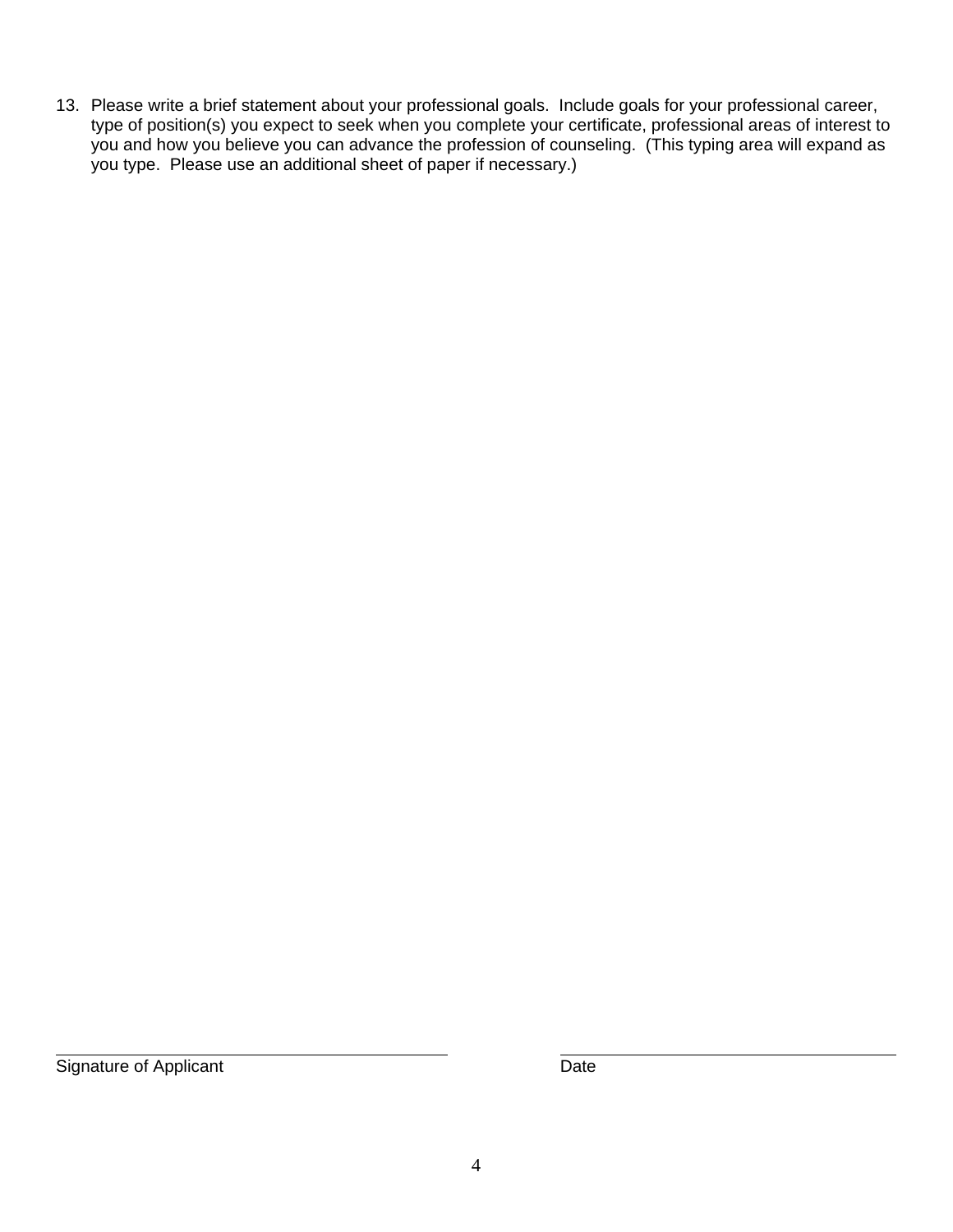13. Please write a brief statement about your professional goals. Include goals for your professional career, type of position(s) you expect to seek when you complete your certificate, professional areas of interest to you and how you believe you can advance the profession of counseling. (This typing area will expand as you type. Please use an additional sheet of paper if necessary.)

| ______________________________ | ______________________________ |
| --- | --- |
| Signature of Applicant | Date |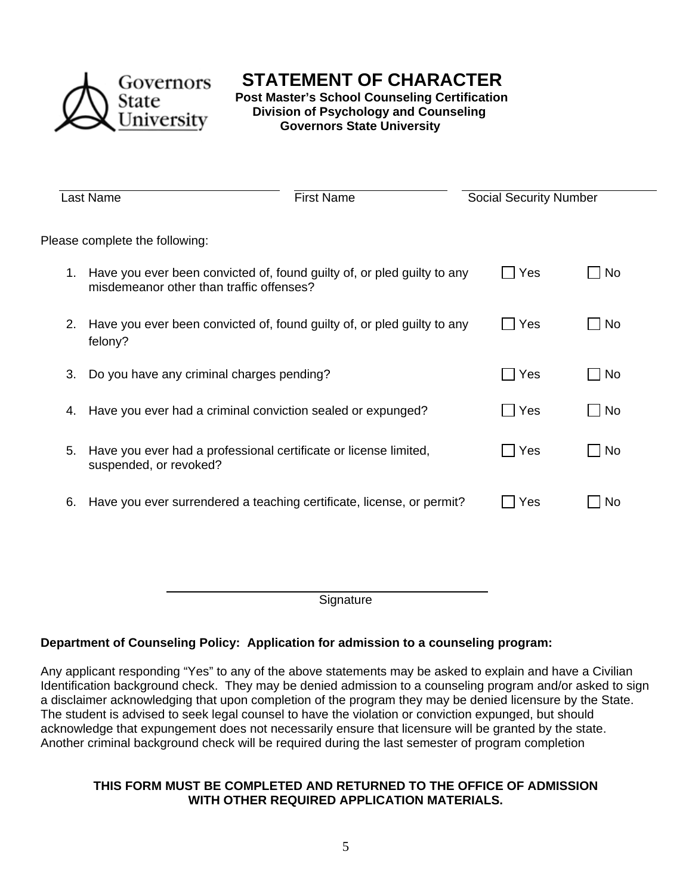Governors State University

# STATEMENT OF CHARACTER

**Post Master's School Counseling Certification**
**Division of Psychology and Counseling**
**Governors State University**

| Last Name | First Name | Social Security Number |
|---|---|---|
| | | |

Please complete the following:

| | | | |
|---|---|---|---|
| 1. | Have you ever been convicted of, found guilty of, or pled guilty to any misdemeanor other than traffic offenses? | ☐ Yes | ☐ No |
| 2. | Have you ever been convicted of, found guilty of, or pled guilty to any felony? | ☐ Yes | ☐ No |
| 3. | Do you have any criminal charges pending? | ☐ Yes | ☐ No |
| 4. | Have you ever had a criminal conviction sealed or expunged? | ☐ Yes | ☐ No |
| 5. | Have you ever had a professional certificate or license limited, suspended, or revoked? | ☐ Yes | ☐ No |
| 6. | Have you ever surrendered a teaching certificate, license, or permit? | ☐ Yes | ☐ No |

\_\_\_\_\_\_\_\_\_\_\_\_\_\_\_\_\_\_\_\_\_\_\_\_\_\_\_\_\_\_\_\_\_\_\_\_
Signature

**Department of Counseling Policy: Application for admission to a counseling program:**

Any applicant responding "Yes" to any of the above statements may be asked to explain and have a Civilian Identification background check. They may be denied admission to a counseling program and/or asked to sign a disclaimer acknowledging that upon completion of the program they may be denied licensure by the State. The student is advised to seek legal counsel to have the violation or conviction expunged, but should acknowledge that expungement does not necessarily ensure that licensure will be granted by the state. Another criminal background check will be required during the last semester of program completion

**THIS FORM MUST BE COMPLETED AND RETURNED TO THE OFFICE OF ADMISSION WITH OTHER REQUIRED APPLICATION MATERIALS.**